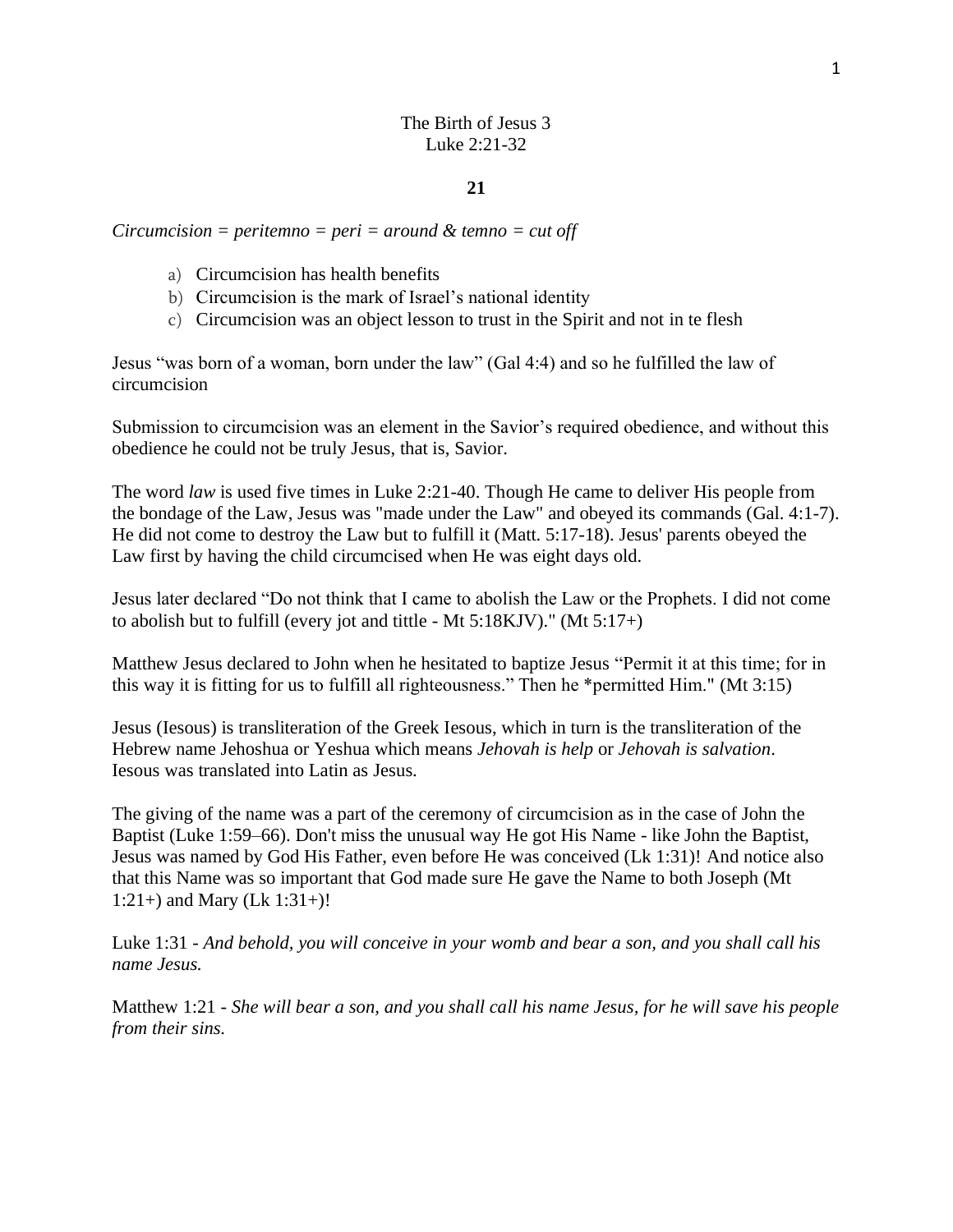# The Birth of Jesus 3
## Luke 2:21-32

**21**

*Circumcision = peritemno = peri = around & temno = cut off*

a) Circumcision has health benefits
b) Circumcision is the mark of Israel's national identity
c) Circumcision was an object lesson to trust in the Spirit and not in te flesh

Jesus "was born of a woman, born under the law" (Gal 4:4) and so he fulfilled the law of circumcision

Submission to circumcision was an element in the Savior's required obedience, and without this obedience he could not be truly Jesus, that is, Savior.

The word *law* is used five times in Luke 2:21-40. Though He came to deliver His people from the bondage of the Law, Jesus was "made under the Law" and obeyed its commands (Gal. 4:1-7). He did not come to destroy the Law but to fulfill it (Matt. 5:17-18). Jesus' parents obeyed the Law first by having the child circumcised when He was eight days old.

Jesus later declared "Do not think that I came to abolish the Law or the Prophets. I did not come to abolish but to fulfill (every jot and tittle - Mt 5:18KJV)." (Mt 5:17+)

Matthew Jesus declared to John when he hesitated to baptize Jesus "Permit it at this time; for in this way it is fitting for us to fulfill all righteousness." Then he *permitted Him." (Mt 3:15)

Jesus (Iesous) is transliteration of the Greek Iesous, which in turn is the transliteration of the Hebrew name Jehoshua or Yeshua which means *Jehovah is help* or *Jehovah is salvation*. Iesous was translated into Latin as Jesus.

The giving of the name was a part of the ceremony of circumcision as in the case of John the Baptist (Luke 1:59–66). Don't miss the unusual way He got His Name - like John the Baptist, Jesus was named by God His Father, even before He was conceived (Lk 1:31)! And notice also that this Name was so important that God made sure He gave the Name to both Joseph (Mt 1:21+) and Mary (Lk 1:31+)!

Luke 1:31 - *And behold, you will conceive in your womb and bear a son, and you shall call his name Jesus.*

Matthew 1:21 - *She will bear a son, and you shall call his name Jesus, for he will save his people from their sins.*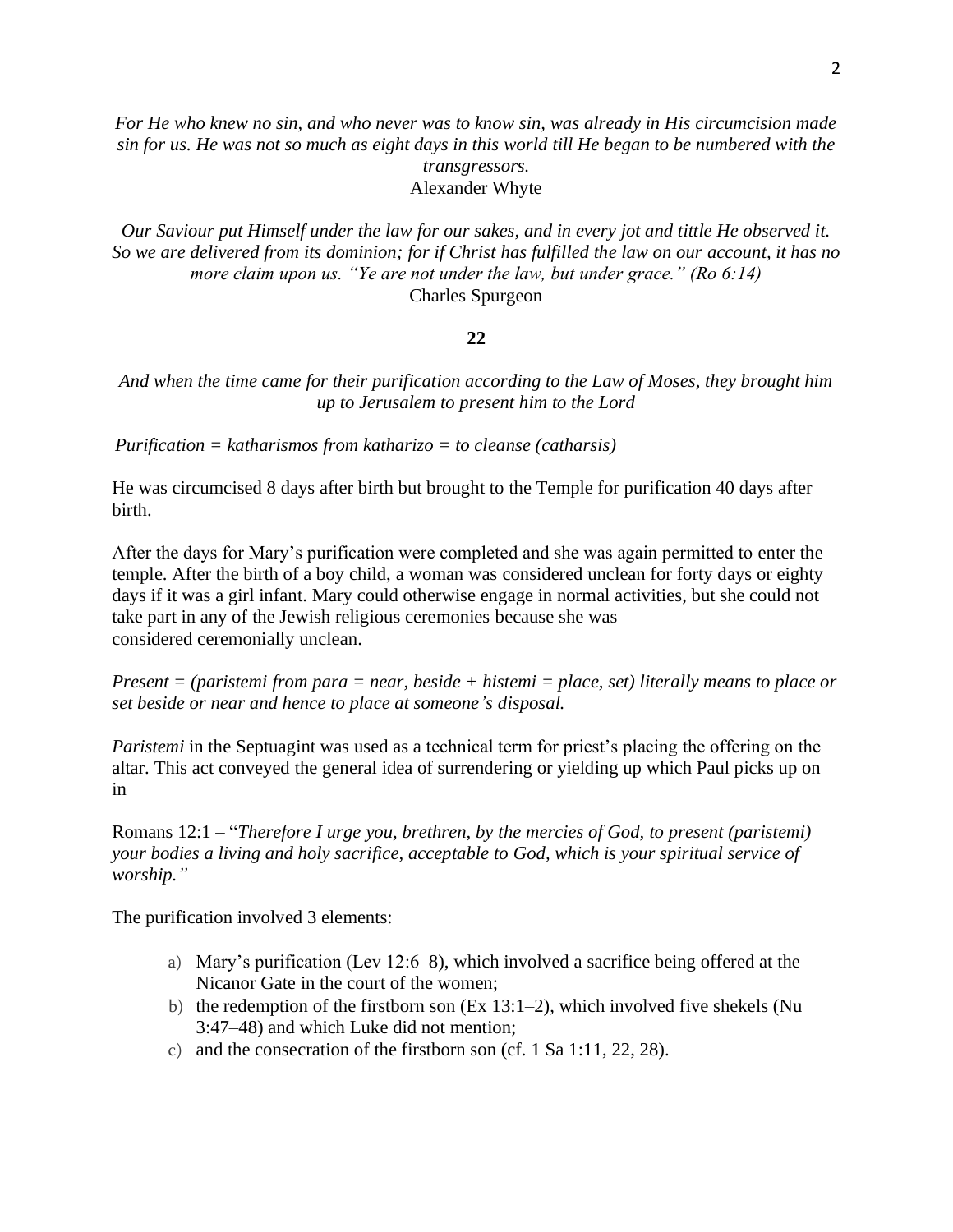*For He who knew no sin, and who never was to know sin, was already in His circumcision made sin for us. He was not so much as eight days in this world till He began to be numbered with the transgressors.*
Alexander Whyte

*Our Saviour put Himself under the law for our sakes, and in every jot and tittle He observed it. So we are delivered from its dominion; for if Christ has fulfilled the law on our account, it has no more claim upon us. "Ye are not under the law, but under grace." (Ro 6:14)*
Charles Spurgeon

**22**

*And when the time came for their purification according to the Law of Moses, they brought him up to Jerusalem to present him to the Lord*

*Purification = katharismos from katharizo = to cleanse (catharsis)*

He was circumcised 8 days after birth but brought to the Temple for purification 40 days after birth.

After the days for Mary's purification were completed and she was again permitted to enter the temple. After the birth of a boy child, a woman was considered unclean for forty days or eighty days if it was a girl infant. Mary could otherwise engage in normal activities, but she could not take part in any of the Jewish religious ceremonies because she was considered ceremonially unclean.

*Present = (paristemi from para = near, beside + histemi = place, set) literally means to place or set beside or near and hence to place at someone's disposal.*

*Paristemi* in the Septuagint was used as a technical term for priest's placing the offering on the altar. This act conveyed the general idea of surrendering or yielding up which Paul picks up on in

Romans 12:1 – "*Therefore I urge you, brethren, by the mercies of God, to present (paristemi) your bodies a living and holy sacrifice, acceptable to God, which is your spiritual service of worship.*"

The purification involved 3 elements:

a) Mary's purification (Lev 12:6–8), which involved a sacrifice being offered at the Nicanor Gate in the court of the women;
b) the redemption of the firstborn son (Ex 13:1–2), which involved five shekels (Nu 3:47–48) and which Luke did not mention;
c) and the consecration of the firstborn son (cf. 1 Sa 1:11, 22, 28).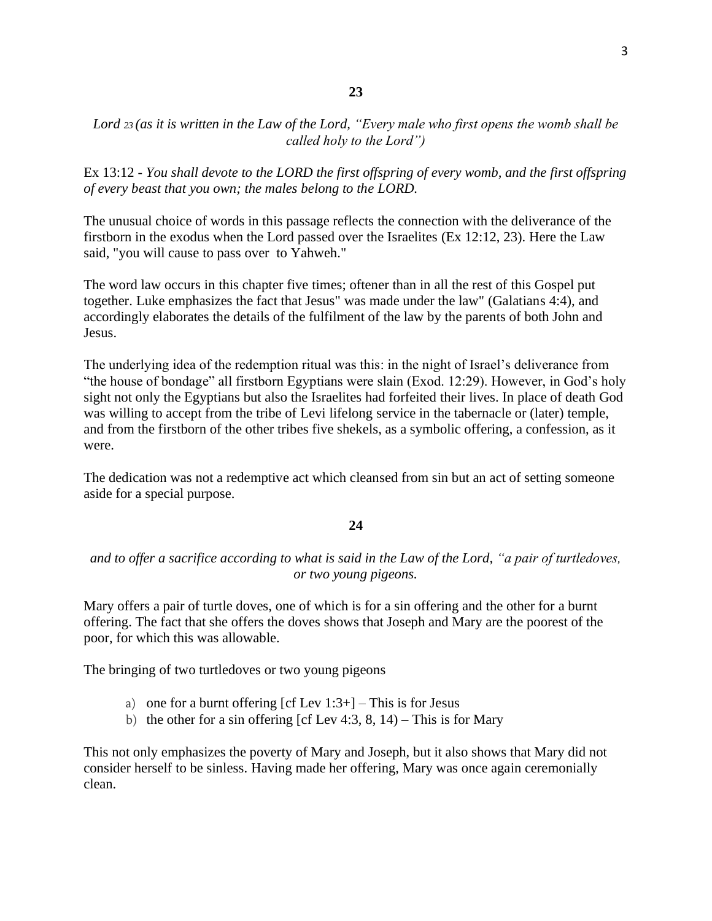**23**

*Lord 23 (as it is written in the Law of the Lord, "Every male who first opens the womb shall be called holy to the Lord")*

Ex 13:12 - *You shall devote to the LORD the first offspring of every womb, and the first offspring of every beast that you own; the males belong to the LORD.*

The unusual choice of words in this passage reflects the connection with the deliverance of the firstborn in the exodus when the Lord passed over the Israelites (Ex 12:12, 23). Here the Law said, "you will cause to pass over to Yahweh."

The word law occurs in this chapter five times; oftener than in all the rest of this Gospel put together. Luke emphasizes the fact that Jesus" was made under the law" (Galatians 4:4), and accordingly elaborates the details of the fulfilment of the law by the parents of both John and Jesus.

The underlying idea of the redemption ritual was this: in the night of Israel's deliverance from "the house of bondage" all firstborn Egyptians were slain (Exod. 12:29). However, in God's holy sight not only the Egyptians but also the Israelites had forfeited their lives. In place of death God was willing to accept from the tribe of Levi lifelong service in the tabernacle or (later) temple, and from the firstborn of the other tribes five shekels, as a symbolic offering, a confession, as it were.

The dedication was not a redemptive act which cleansed from sin but an act of setting someone aside for a special purpose.

**24**

*and to offer a sacrifice according to what is said in the Law of the Lord, "a pair of turtledoves, or two young pigeons.*

Mary offers a pair of turtle doves, one of which is for a sin offering and the other for a burnt offering. The fact that she offers the doves shows that Joseph and Mary are the poorest of the poor, for which this was allowable.

The bringing of two turtledoves or two young pigeons

a) one for a burnt offering [cf Lev 1:3+] – This is for Jesus
b) the other for a sin offering [cf Lev 4:3, 8, 14) – This is for Mary

This not only emphasizes the poverty of Mary and Joseph, but it also shows that Mary did not consider herself to be sinless. Having made her offering, Mary was once again ceremonially clean.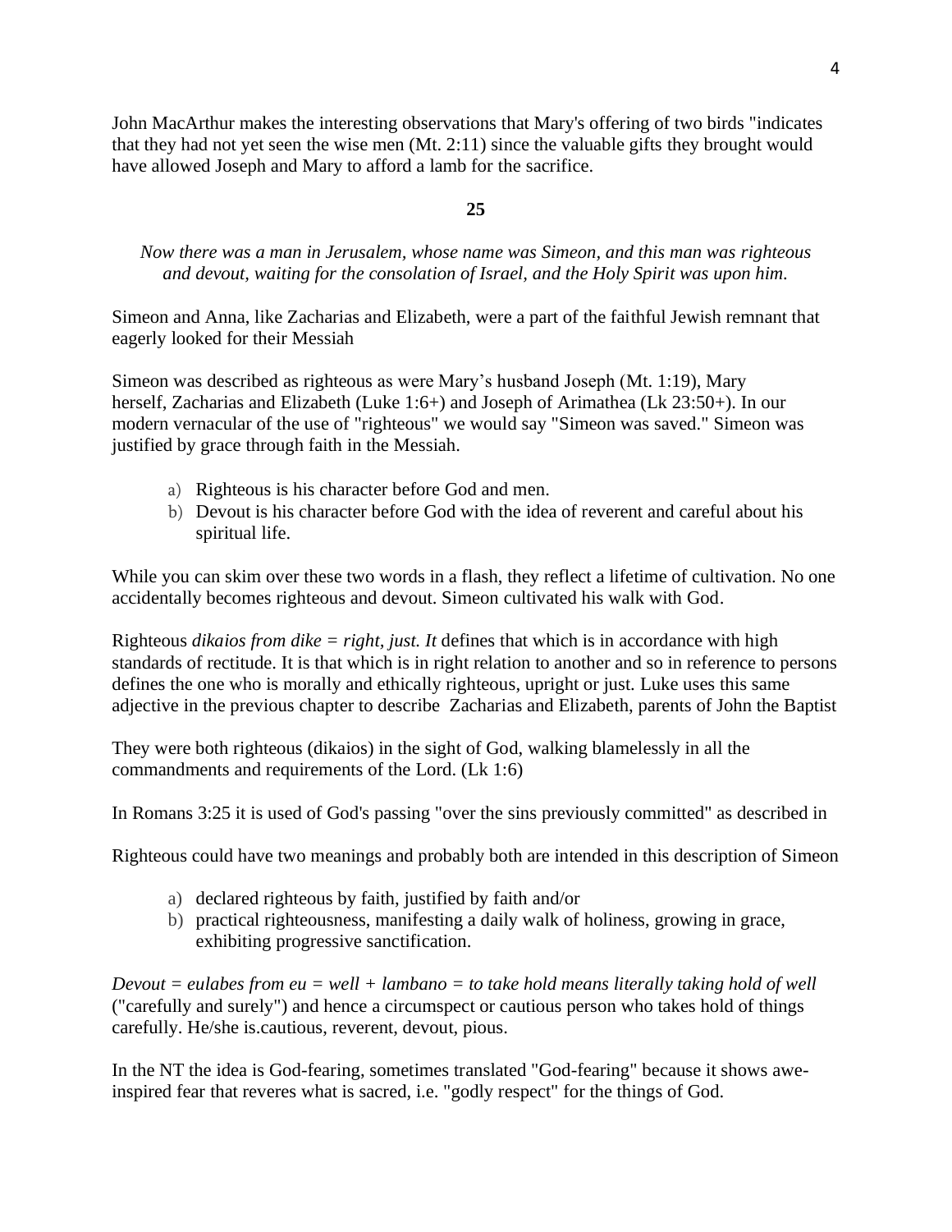John MacArthur makes the interesting observations that Mary's offering of two birds "indicates that they had not yet seen the wise men (Mt. 2:11) since the valuable gifts they brought would have allowed Joseph and Mary to afford a lamb for the sacrifice.

**25**

*Now there was a man in Jerusalem, whose name was Simeon, and this man was righteous and devout, waiting for the consolation of Israel, and the Holy Spirit was upon him.*

Simeon and Anna, like Zacharias and Elizabeth, were a part of the faithful Jewish remnant that eagerly looked for their Messiah

Simeon was described as righteous as were Mary's husband Joseph (Mt. 1:19), Mary herself, Zacharias and Elizabeth (Luke 1:6+) and Joseph of Arimathea (Lk 23:50+). In our modern vernacular of the use of "righteous" we would say "Simeon was saved." Simeon was justified by grace through faith in the Messiah.

a) Righteous is his character before God and men.
b) Devout is his character before God with the idea of reverent and careful about his spiritual life.

While you can skim over these two words in a flash, they reflect a lifetime of cultivation. No one accidentally becomes righteous and devout. Simeon cultivated his walk with God.

Righteous *dikaios from dike = right, just. It* defines that which is in accordance with high standards of rectitude. It is that which is in right relation to another and so in reference to persons defines the one who is morally and ethically righteous, upright or just. Luke uses this same adjective in the previous chapter to describe Zacharias and Elizabeth, parents of John the Baptist

They were both righteous (dikaios) in the sight of God, walking blamelessly in all the commandments and requirements of the Lord. (Lk 1:6)

In Romans 3:25 it is used of God's passing "over the sins previously committed" as described in

Righteous could have two meanings and probably both are intended in this description of Simeon

a) declared righteous by faith, justified by faith and/or
b) practical righteousness, manifesting a daily walk of holiness, growing in grace, exhibiting progressive sanctification.

*Devout = eulabes from eu = well + lambano = to take hold means literally taking hold of well* ("carefully and surely") and hence a circumspect or cautious person who takes hold of things carefully. He/she is.cautious, reverent, devout, pious.

In the NT the idea is God-fearing, sometimes translated "God-fearing" because it shows awe-inspired fear that reveres what is sacred, i.e. "godly respect" for the things of God.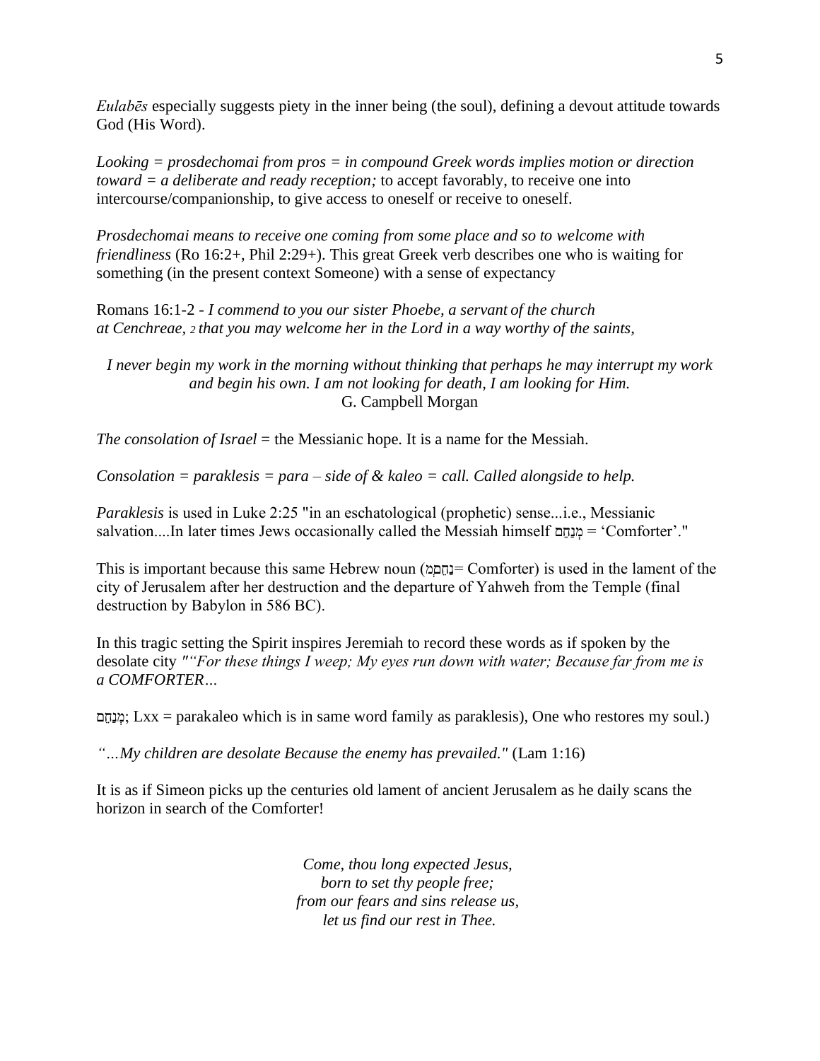*Eulabēs* especially suggests piety in the inner being (the soul), defining a devout attitude towards God (His Word).

*Looking = prosdechomai from pros = in compound Greek words implies motion or direction toward = a deliberate and ready reception;* to accept favorably, to receive one into intercourse/companionship, to give access to oneself or receive to oneself.

*Prosdechomai means to receive one coming from some place and so to welcome with friendliness* (Ro 16:2+, Phil 2:29+). This great Greek verb describes one who is waiting for something (in the present context Someone) with a sense of expectancy

Romans 16:1-2 - *I commend to you our sister Phoebe, a servant of the church at Cenchreae, 2 that you may welcome her in the Lord in a way worthy of the saints,*

*I never begin my work in the morning without thinking that perhaps he may interrupt my work and begin his own. I am not looking for death, I am looking for Him.*
G. Campbell Morgan

*The consolation of Israel* = the Messianic hope. It is a name for the Messiah.

*Consolation = paraklesis = para – side of & kaleo = call. Called alongside to help.*

*Paraklesis* is used in Luke 2:25 "in an eschatological (prophetic) sense...i.e., Messianic salvation....In later times Jews occasionally called the Messiah himself מְנַחֵם = 'Comforter'."

This is important because this same Hebrew noun (מְנַחֵם= Comforter) is used in the lament of the city of Jerusalem after her destruction and the departure of Yahweh from the Temple (final destruction by Babylon in 586 BC).

In this tragic setting the Spirit inspires Jeremiah to record these words as if spoken by the desolate city *"“For these things I weep; My eyes run down with water; Because far from me is a COMFORTER…*

מְנַחֵם; Lxx = parakaleo which is in same word family as paraklesis), One who restores my soul.)

*“…My children are desolate Because the enemy has prevailed."* (Lam 1:16)

It is as if Simeon picks up the centuries old lament of ancient Jerusalem as he daily scans the horizon in search of the Comforter!

*Come, thou long expected Jesus,*
*born to set thy people free;*
*from our fears and sins release us,*
*let us find our rest in Thee.*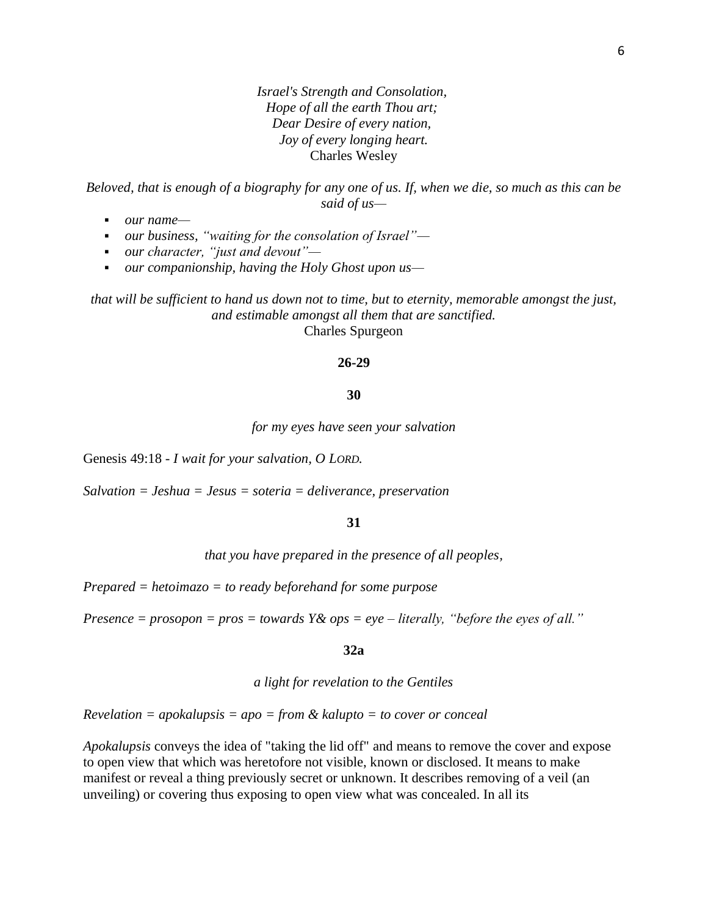*Israel's Strength and Consolation,*
*Hope of all the earth Thou art;*
*Dear Desire of every nation,*
*Joy of every longing heart.*
Charles Wesley

*Beloved, that is enough of a biography for any one of us. If, when we die, so much as this can be said of us—*

- *our name—*
- *our business, "waiting for the consolation of Israel"—*
- *our character, "just and devout"—*
- *our companionship, having the Holy Ghost upon us—*

*that will be sufficient to hand us down not to time, but to eternity, memorable amongst the just, and estimable amongst all them that are sanctified.*
Charles Spurgeon

**26-29**

**30**

*for my eyes have seen your salvation*

Genesis 49:18 - *I wait for your salvation, O LORD.*

*Salvation = Jeshua = Jesus = soteria = deliverance, preservation*

**31**

*that you have prepared in the presence of all peoples,*

*Prepared = hetoimazo = to ready beforehand for some purpose*

*Presence = prosopon = pros = towards Y& ops = eye – literally, "before the eyes of all."*

**32a**

*a light for revelation to the Gentiles*

*Revelation = apokalupsis = apo = from & kalupto = to cover or conceal*

*Apokalupsis* conveys the idea of "taking the lid off" and means to remove the cover and expose to open view that which was heretofore not visible, known or disclosed. It means to make manifest or reveal a thing previously secret or unknown. It describes removing of a veil (an unveiling) or covering thus exposing to open view what was concealed. In all its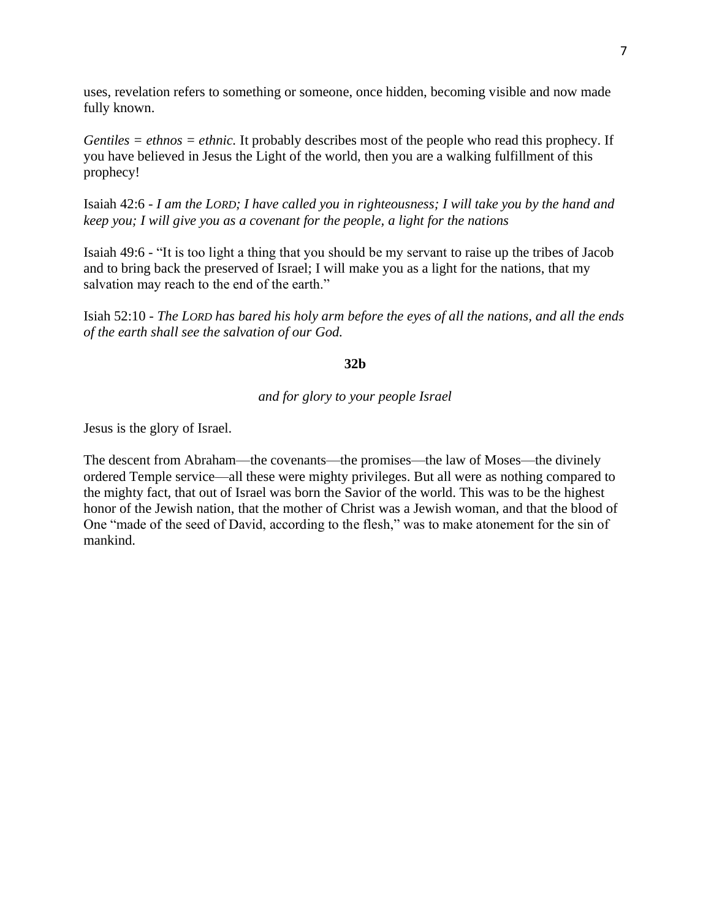uses, revelation refers to something or someone, once hidden, becoming visible and now made fully known.

*Gentiles = ethnos = ethnic.* It probably describes most of the people who read this prophecy. If you have believed in Jesus the Light of the world, then you are a walking fulfillment of this prophecy!

Isaiah 42:6 - *I am the LORD; I have called you in righteousness; I will take you by the hand and keep you; I will give you as a covenant for the people, a light for the nations*

Isaiah 49:6 - "It is too light a thing that you should be my servant to raise up the tribes of Jacob and to bring back the preserved of Israel; I will make you as a light for the nations, that my salvation may reach to the end of the earth."

Isiah 52:10 - *The LORD has bared his holy arm before the eyes of all the nations, and all the ends of the earth shall see the salvation of our God.*

**32b**

*and for glory to your people Israel*

Jesus is the glory of Israel.

The descent from Abraham—the covenants—the promises—the law of Moses—the divinely ordered Temple service—all these were mighty privileges. But all were as nothing compared to the mighty fact, that out of Israel was born the Savior of the world. This was to be the highest honor of the Jewish nation, that the mother of Christ was a Jewish woman, and that the blood of One "made of the seed of David, according to the flesh," was to make atonement for the sin of mankind.